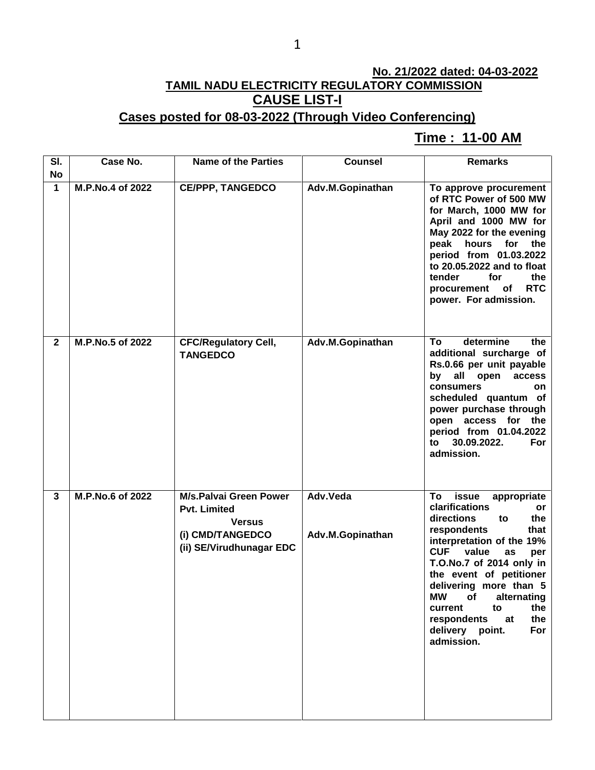**No. 21/2022 dated: 04-03-2022**

# TAMIL NADU ELECTRICITY REGULATORY COMMISSION

## CAUSE LIST-I

### Cases posted for 08-03-2022 (Through Video Conferencing)

**Time : 11-00 AM**

| Sl. No | Case No. | Name of the Parties | Counsel | Remarks |
|---|---|---|---|---|
| 1 | M.P.No.4 of 2022 | CE/PPP, TANGEDCO | Adv.M.Gopinathan | To approve procurement of RTC Power of 500 MW for March, 1000 MW for April and 1000 MW for May 2022 for the evening peak hours for the period from 01.03.2022 to 20.05.2022 and to float tender for the procurement of RTC power. For admission. |
| 2 | M.P.No.5 of 2022 | CFC/Regulatory Cell, TANGEDCO | Adv.M.Gopinathan | To determine the additional surcharge of Rs.0.66 per unit payable by all open access consumers on scheduled quantum of power purchase through open access for the period from 01.04.2022 to 30.09.2022. For admission. |
| 3 | M.P.No.6 of 2022 | M/s.Palvai Green Power Pvt. Limited<br>Versus<br>(i) CMD/TANGEDCO<br>(ii) SE/Virudhunagar EDC | Adv.Veda<br><br>Adv.M.Gopinathan | To issue appropriate clarifications or directions to the respondents that interpretation of the 19% CUF value as per T.O.No.7 of 2014 only in the event of petitioner delivering more than 5 MW of alternating current to the respondents at the delivery point. For admission. |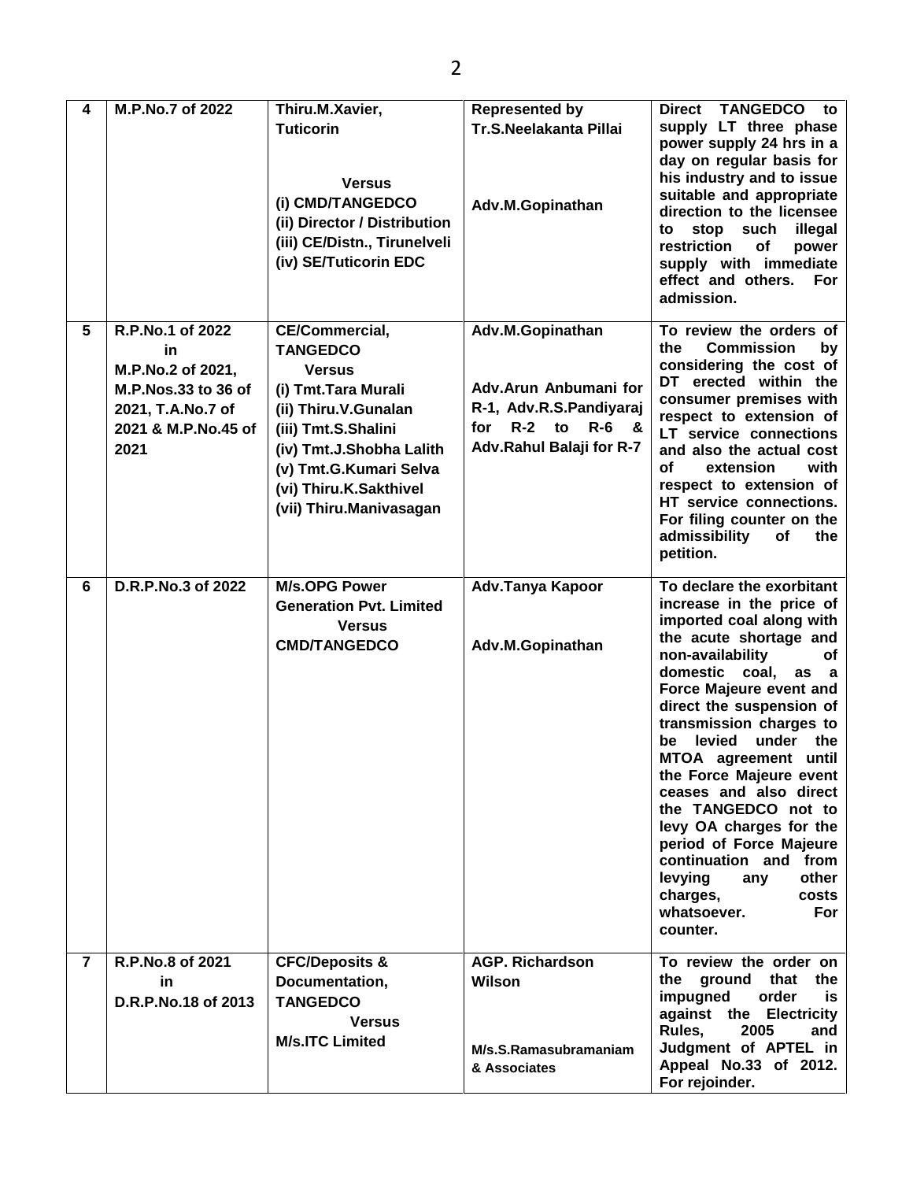| 4 | M.P.No.7 of 2022 | Thiru.M.Xavier, Tuticorin<br><br>Versus<br>(i) CMD/TANGEDCO<br>(ii) Director / Distribution<br>(iii) CE/Distn., Tirunelveli<br>(iv) SE/Tuticorin EDC | Represented by Tr.S.Neelakanta Pillai<br><br>Adv.M.Gopinathan | Direct TANGEDCO to supply LT three phase power supply 24 hrs in a day on regular basis for his industry and to issue suitable and appropriate direction to the licensee to stop such illegal restriction of power supply with immediate effect and others. For admission. |
|---|---|---|---|---|
| 5 | R.P.No.1 of 2022<br>in<br>M.P.No.2 of 2021, M.P.Nos.33 to 36 of 2021, T.A.No.7 of 2021 & M.P.No.45 of 2021 | CE/Commercial, TANGEDCO<br>Versus<br>(i) Tmt.Tara Murali<br>(ii) Thiru.V.Gunalan<br>(iii) Tmt.S.Shalini<br>(iv) Tmt.J.Shobha Lalith<br>(v) Tmt.G.Kumari Selva<br>(vi) Thiru.K.Sakthivel<br>(vii) Thiru.Manivasagan | Adv.M.Gopinathan<br><br>Adv.Arun Anbumani for R-1, Adv.R.S.Pandiyaraj for R-2 to R-6 & Adv.Rahul Balaji for R-7 | To review the orders of the Commission by considering the cost of DT erected within the consumer premises with respect to extension of LT service connections and also the actual cost of extension with respect to extension of HT service connections. For filing counter on the admissibility of the petition. |
| 6 | D.R.P.No.3 of 2022 | M/s.OPG Power Generation Pvt. Limited<br>Versus<br>CMD/TANGEDCO | Adv.Tanya Kapoor<br><br>Adv.M.Gopinathan | To declare the exorbitant increase in the price of imported coal along with the acute shortage and non-availability of domestic coal, as a Force Majeure event and direct the suspension of transmission charges to be levied under the MTOA agreement until the Force Majeure event ceases and also direct the TANGEDCO not to levy OA charges for the period of Force Majeure continuation and from levying any other charges, costs whatsoever. For counter. |
| 7 | R.P.No.8 of 2021<br>in<br>D.R.P.No.18 of 2013 | CFC/Deposits & Documentation, TANGEDCO<br>Versus<br>M/s.ITC Limited | AGP. Richardson Wilson<br><br>M/s.S.Ramasubramaniam & Associates | To review the order on the ground that the impugned order is against the Electricity Rules, 2005 and Judgment of APTEL in Appeal No.33 of 2012. For rejoinder. |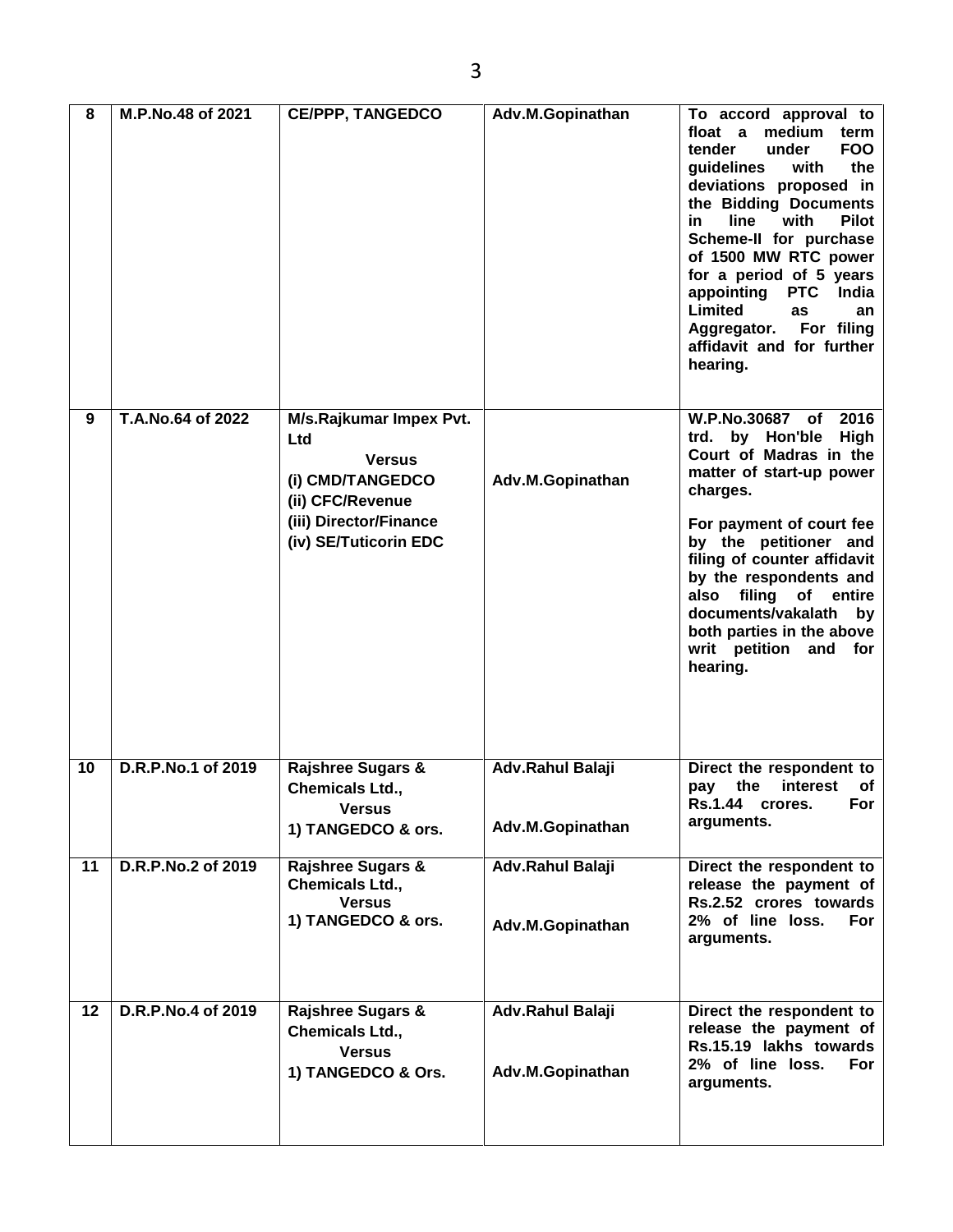| 8 | M.P.No.48 of 2021 | CE/PPP, TANGEDCO | Adv.M.Gopinathan | To accord approval to float a medium term tender under FOO guidelines with the deviations proposed in the Bidding Documents in line with Pilot Scheme-II for purchase of 1500 MW RTC power for a period of 5 years appointing PTC India Limited as an Aggregator. For filing affidavit and for further hearing. |
|---|---|---|---|---|
| 9 | T.A.No.64 of 2022 | M/s.Rajkumar Impex Pvt. Ltd<br>Versus<br>(i) CMD/TANGEDCO<br>(ii) CFC/Revenue<br>(iii) Director/Finance<br>(iv) SE/Tuticorin EDC | Adv.M.Gopinathan | W.P.No.30687 of 2016 trd. by Hon'ble High Court of Madras in the matter of start-up power charges.<br><br>For payment of court fee by the petitioner and filing of counter affidavit by the respondents and also filing of entire documents/vakalath by both parties in the above writ petition and for hearing. |
| 10 | D.R.P.No.1 of 2019 | Rajshree Sugars & Chemicals Ltd.,<br>Versus<br>1) TANGEDCO & ors. | Adv.Rahul Balaji<br><br>Adv.M.Gopinathan | Direct the respondent to pay the interest of Rs.1.44 crores. For arguments. |
| 11 | D.R.P.No.2 of 2019 | Rajshree Sugars & Chemicals Ltd.,<br>Versus<br>1) TANGEDCO & ors. | Adv.Rahul Balaji<br><br>Adv.M.Gopinathan | Direct the respondent to release the payment of Rs.2.52 crores towards 2% of line loss. For arguments. |
| 12 | D.R.P.No.4 of 2019 | Rajshree Sugars & Chemicals Ltd.,<br>Versus<br>1) TANGEDCO & Ors. | Adv.Rahul Balaji<br><br>Adv.M.Gopinathan | Direct the respondent to release the payment of Rs.15.19 lakhs towards 2% of line loss. For arguments. |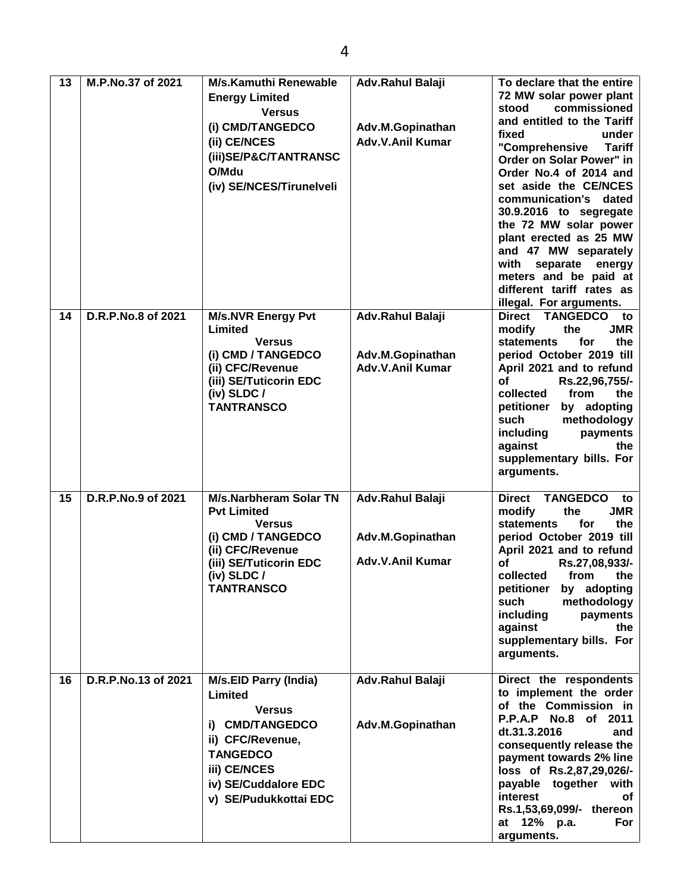| 13 | M.P.No.37 of 2021 | M/s.Kamuthi Renewable Energy Limited<br>Versus<br>(i) CMD/TANGEDCO<br>(ii) CE/NCES<br>(iii)SE/P&C/TANTRANSCO/Mdu<br>(iv) SE/NCES/Tirunelveli | Adv.Rahul Balaji<br><br>Adv.M.Gopinathan<br>Adv.V.Anil Kumar | To declare that the entire 72 MW solar power plant stood commissioned and entitled to the Tariff fixed under "Comprehensive Tariff Order on Solar Power" in Order No.4 of 2014 and set aside the CE/NCES communication's dated 30.9.2016 to segregate the 72 MW solar power plant erected as 25 MW and 47 MW separately with separate energy meters and be paid at different tariff rates as illegal. For arguments. |
|---|---|---|---|---|
| 14 | D.R.P.No.8 of 2021 | M/s.NVR Energy Pvt Limited<br>Versus<br>(i) CMD / TANGEDCO<br>(ii) CFC/Revenue<br>(iii) SE/Tuticorin EDC<br>(iv) SLDC / TANTRANSCO | Adv.Rahul Balaji<br><br>Adv.M.Gopinathan<br>Adv.V.Anil Kumar | Direct TANGEDCO to modify the JMR statements for the period October 2019 till April 2021 and to refund of Rs.22,96,755/- collected from the petitioner by adopting such methodology including payments against the supplementary bills. For arguments. |
| 15 | D.R.P.No.9 of 2021 | M/s.Narbheram Solar TN Pvt Limited<br>Versus<br>(i) CMD / TANGEDCO<br>(ii) CFC/Revenue<br>(iii) SE/Tuticorin EDC<br>(iv) SLDC / TANTRANSCO | Adv.Rahul Balaji<br><br>Adv.M.Gopinathan<br><br>Adv.V.Anil Kumar | Direct TANGEDCO to modify the JMR statements for the period October 2019 till April 2021 and to refund of Rs.27,08,933/- collected from the petitioner by adopting such methodology including payments against the supplementary bills. For arguments. |
| 16 | D.R.P.No.13 of 2021 | M/s.EID Parry (India) Limited<br>Versus<br>i) CMD/TANGEDCO<br>ii) CFC/Revenue, TANGEDCO<br>iii) CE/NCES<br>iv) SE/Cuddalore EDC<br>v) SE/Pudukkottai EDC | Adv.Rahul Balaji<br><br>Adv.M.Gopinathan | Direct the respondents to implement the order of the Commission in P.P.A.P No.8 of 2011 dt.31.3.2016 and consequently release the payment towards 2% line loss of Rs.2,87,29,026/- payable together with interest of Rs.1,53,69,099/- thereon at 12% p.a. For arguments. |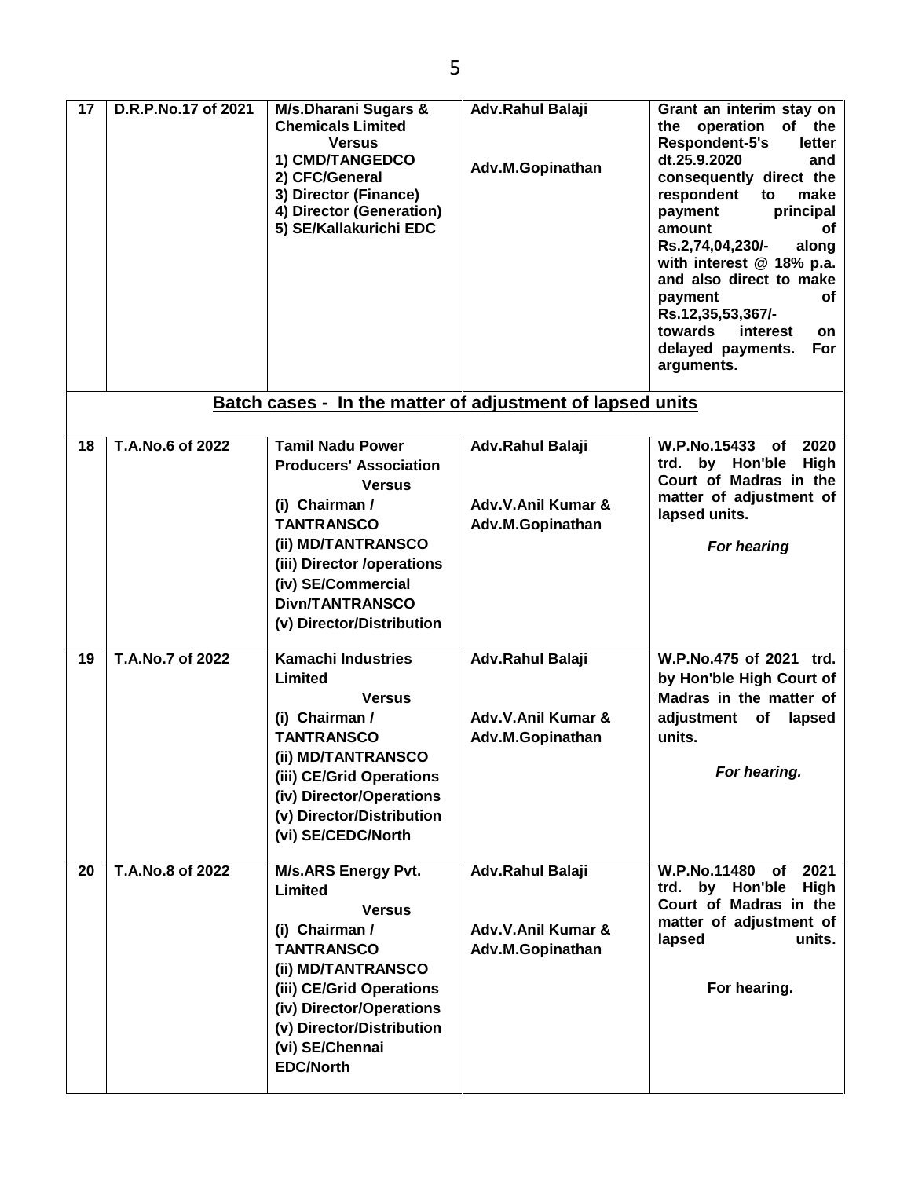| 17 | D.R.P.No.17 of 2021 | M/s.Dharani Sugars & Chemicals Limited<br>Versus<br>1) CMD/TANGEDCO<br>2) CFC/General<br>3) Director (Finance)<br>4) Director (Generation)<br>5) SE/Kallakurichi EDC | Adv.Rahul Balaji<br><br>Adv.M.Gopinathan | Grant an interim stay on the operation of the Respondent-5's letter dt.25.9.2020 and consequently direct the respondent to make payment principal amount of Rs.2,74,04,230/- along with interest @ 18% p.a. and also direct to make payment of Rs.12,35,53,367/- towards interest on delayed payments. For arguments. |
|---|---|---|---|---|
| | | **Batch cases - In the matter of adjustment of lapsed units** | | |
| 18 | T.A.No.6 of 2022 | Tamil Nadu Power Producers' Association<br>Versus<br>(i) Chairman / TANTRANSCO<br>(ii) MD/TANTRANSCO<br>(iii) Director /operations<br>(iv) SE/Commercial Divn/TANTRANSCO<br>(v) Director/Distribution | Adv.Rahul Balaji<br><br>Adv.V.Anil Kumar & Adv.M.Gopinathan | W.P.No.15433 of 2020 trd. by Hon'ble High Court of Madras in the matter of adjustment of lapsed units.<br><br>*For hearing* |
| 19 | T.A.No.7 of 2022 | Kamachi Industries Limited<br>Versus<br>(i) Chairman / TANTRANSCO<br>(ii) MD/TANTRANSCO<br>(iii) CE/Grid Operations<br>(iv) Director/Operations<br>(v) Director/Distribution<br>(vi) SE/CEDC/North | Adv.Rahul Balaji<br><br>Adv.V.Anil Kumar & Adv.M.Gopinathan | W.P.No.475 of 2021 trd. by Hon'ble High Court of Madras in the matter of adjustment of lapsed units.<br><br>*For hearing.* |
| 20 | T.A.No.8 of 2022 | M/s.ARS Energy Pvt. Limited<br>Versus<br>(i) Chairman / TANTRANSCO<br>(ii) MD/TANTRANSCO<br>(iii) CE/Grid Operations<br>(iv) Director/Operations<br>(v) Director/Distribution<br>(vi) SE/Chennai EDC/North | Adv.Rahul Balaji<br><br>Adv.V.Anil Kumar & Adv.M.Gopinathan | W.P.No.11480 of 2021 trd. by Hon'ble High Court of Madras in the matter of adjustment of lapsed units.<br><br>For hearing. |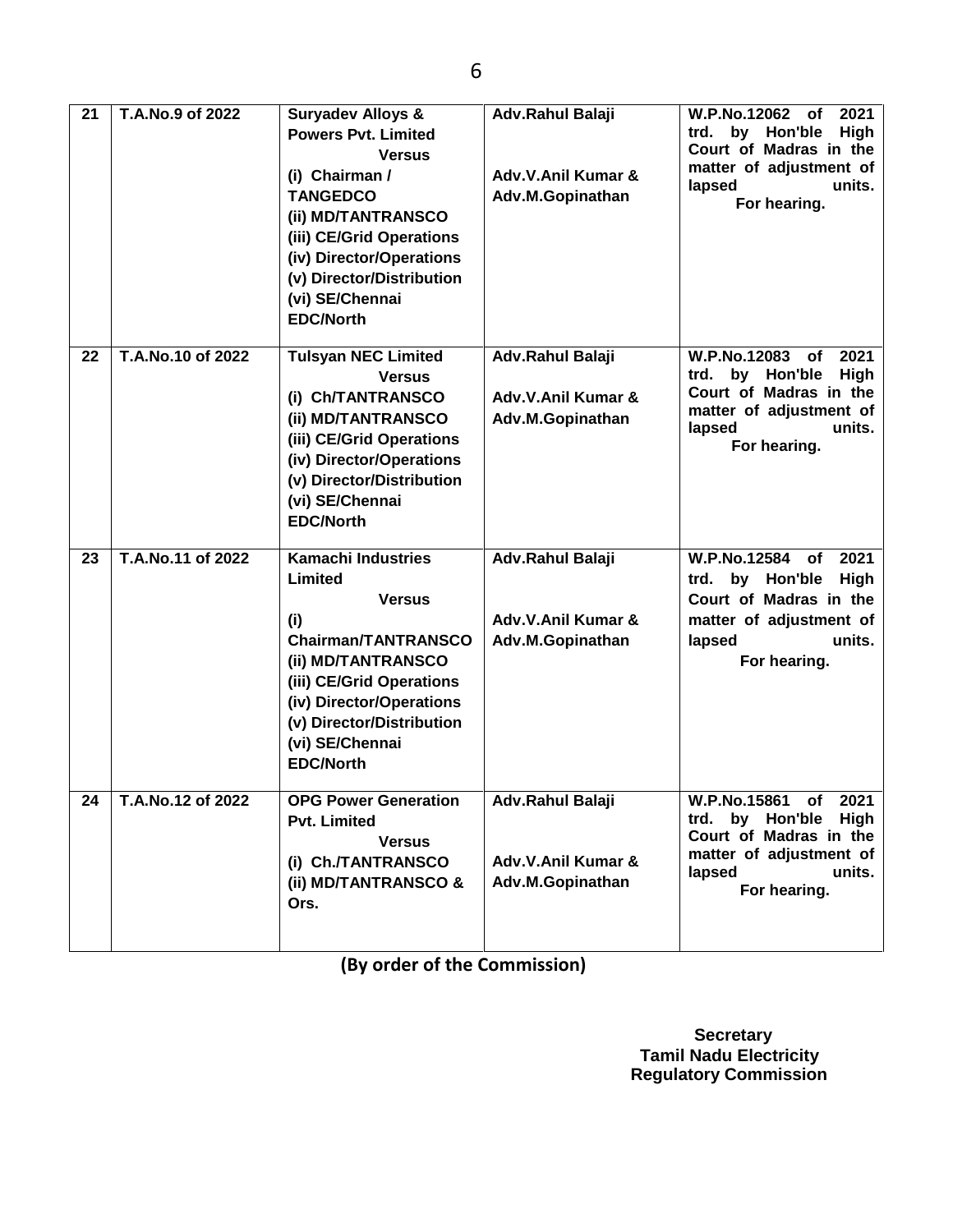| 21 | T.A.No.9 of 2022 | **Suryadev Alloys & Powers Pvt. Limited** Versus (i) Chairman / TANGEDCO (ii) MD/TANTRANSCO (iii) CE/Grid Operations (iv) Director/Operations (v) Director/Distribution (vi) SE/Chennai EDC/North | Adv.Rahul Balaji<br><br>Adv.V.Anil Kumar & Adv.M.Gopinathan | W.P.No.12062 of 2021 trd. by Hon'ble High Court of Madras in the matter of adjustment of lapsed units. For hearing. |
|---|---|---|---|---|
| 22 | T.A.No.10 of 2022 | **Tulsyan NEC Limited** Versus (i) Ch/TANTRANSCO (ii) MD/TANTRANSCO (iii) CE/Grid Operations (iv) Director/Operations (v) Director/Distribution (vi) SE/Chennai EDC/North | Adv.Rahul Balaji<br><br>Adv.V.Anil Kumar & Adv.M.Gopinathan | W.P.No.12083 of 2021 trd. by Hon'ble High Court of Madras in the matter of adjustment of lapsed units. For hearing. |
| 23 | T.A.No.11 of 2022 | **Kamachi Industries Limited** Versus (i) Chairman/TANTRANSCO (ii) MD/TANTRANSCO (iii) CE/Grid Operations (iv) Director/Operations (v) Director/Distribution (vi) SE/Chennai EDC/North | Adv.Rahul Balaji<br><br>Adv.V.Anil Kumar & Adv.M.Gopinathan | W.P.No.12584 of 2021 trd. by Hon'ble High Court of Madras in the matter of adjustment of lapsed units. For hearing. |
| 24 | T.A.No.12 of 2022 | **OPG Power Generation Pvt. Limited** Versus (i) Ch./TANTRANSCO (ii) MD/TANTRANSCO & Ors. | Adv.Rahul Balaji<br><br>Adv.V.Anil Kumar & Adv.M.Gopinathan | W.P.No.15861 of 2021 trd. by Hon'ble High Court of Madras in the matter of adjustment of lapsed units. For hearing. |

**(By order of the Commission)**

**Secretary**
**Tamil Nadu Electricity Regulatory Commission**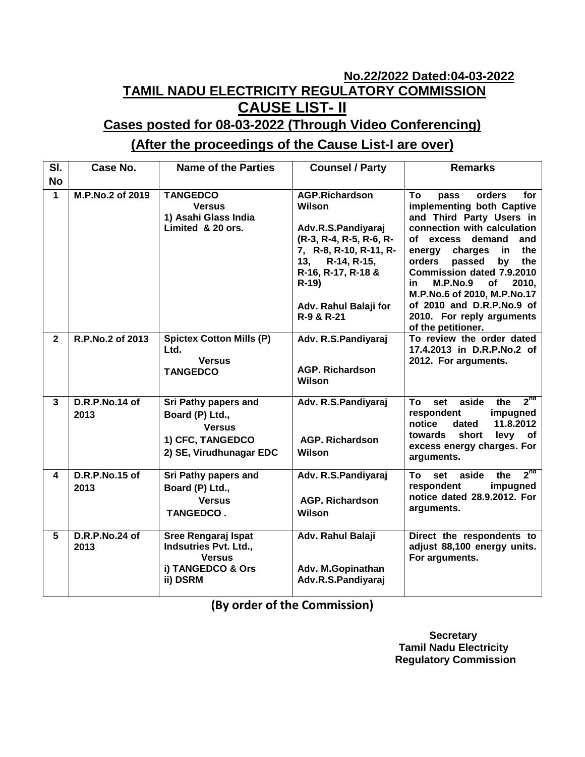**No.22/2022 Dated:04-03-2022**

# TAMIL NADU ELECTRICITY REGULATORY COMMISSION

## CAUSE LIST- II

### Cases posted for 08-03-2022 (Through Video Conferencing)

### (After the proceedings of the Cause List-I are over)

| Sl. No | Case No. | Name of the Parties | Counsel / Party | Remarks |
|---|---|---|---|---|
| 1 | M.P.No.2 of 2019 | TANGEDCO<br>Versus<br>1) Asahi Glass India Limited & 20 ors. | AGP.Richardson Wilson<br><br>Adv.R.S.Pandiyaraj (R-3, R-4, R-5, R-6, R-7, R-8, R-10, R-11, R-13, R-14, R-15, R-16, R-17, R-18 & R-19)<br><br>Adv. Rahul Balaji for R-9 & R-21 | To pass orders for implementing both Captive and Third Party Users in connection with calculation of excess demand and energy charges in the orders passed by the Commission dated 7.9.2010 in M.P.No.9 of 2010, M.P.No.6 of 2010, M.P.No.17 of 2010 and D.R.P.No.9 of 2010. For reply arguments of the petitioner. |
| 2 | R.P.No.2 of 2013 | Spictex Cotton Mills (P) Ltd.<br>Versus<br>TANGEDCO | Adv. R.S.Pandiyaraj<br><br>AGP. Richardson Wilson | To review the order dated 17.4.2013 in D.R.P.No.2 of 2012. For arguments. |
| 3 | D.R.P.No.14 of 2013 | Sri Pathy papers and Board (P) Ltd.,<br>Versus<br>1) CFC, TANGEDCO<br>2) SE, Virudhunagar EDC | Adv. R.S.Pandiyaraj<br><br>AGP. Richardson Wilson | To set aside the 2nd respondent impugned notice dated 11.8.2012 towards short levy of excess energy charges. For arguments. |
| 4 | D.R.P.No.15 of 2013 | Sri Pathy papers and Board (P) Ltd.,<br>Versus<br>TANGEDCO . | Adv. R.S.Pandiyaraj<br><br>AGP. Richardson Wilson | To set aside the 2nd respondent impugned notice dated 28.9.2012. For arguments. |
| 5 | D.R.P.No.24 of 2013 | Sree Rengaraj Ispat Indsutries Pvt. Ltd.,<br>Versus<br>i) TANGEDCO & Ors<br>ii) DSRM | Adv. Rahul Balaji<br><br>Adv. M.Gopinathan<br>Adv.R.S.Pandiyaraj | Direct the respondents to adjust 88,100 energy units. For arguments. |

**(By order of the Commission)**

**Secretary**
**Tamil Nadu Electricity Regulatory Commission**